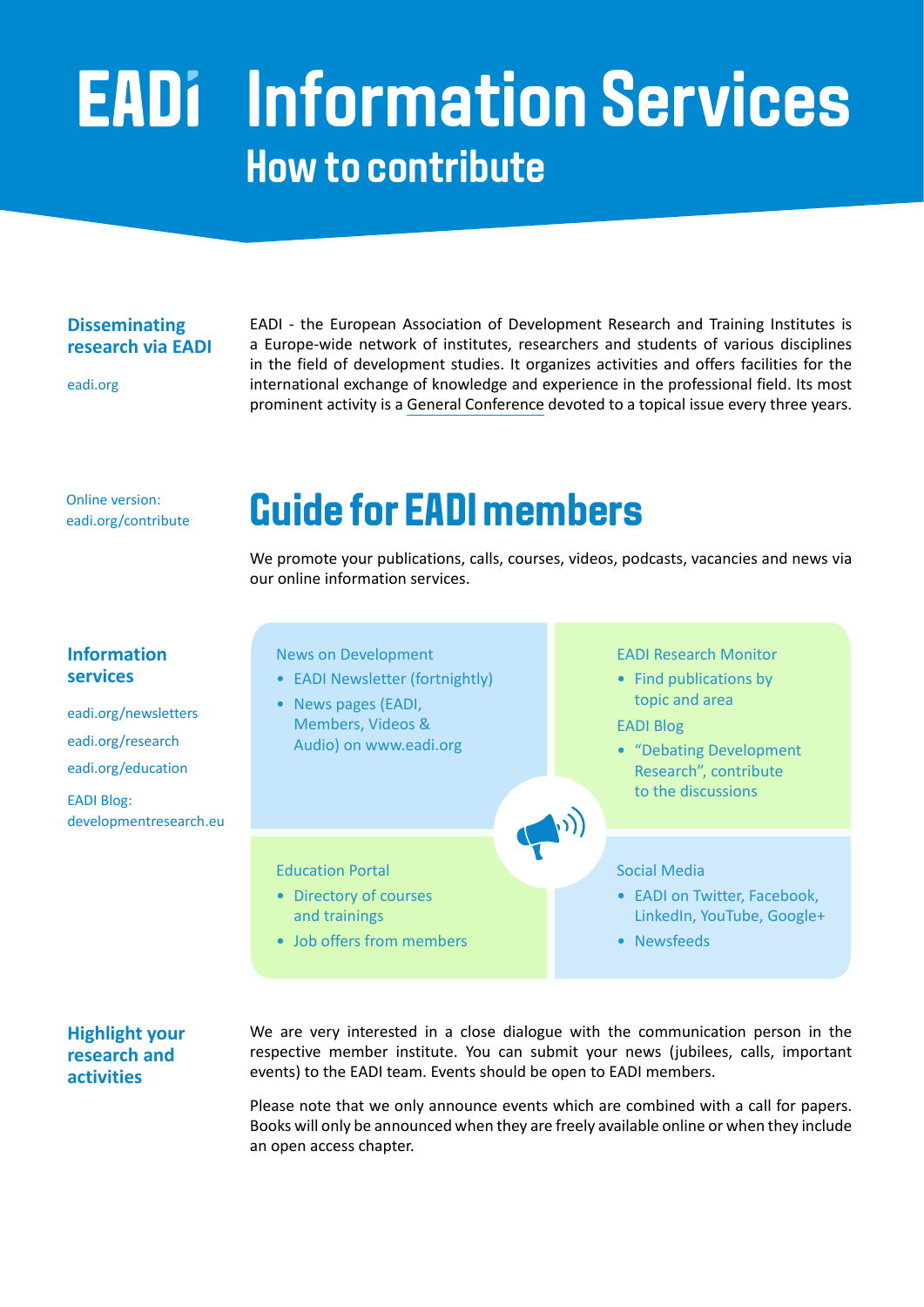# EADI Information Services

## How to contribute

### Disseminating research via EADI

eadi.org

EADI - the European Association of Development Research and Training Institutes is a Europe-wide network of institutes, researchers and students of various disciplines in the field of development studies. It organizes activities and offers facilities for the international exchange of knowledge and experience in the professional field. Its most prominent activity is a General Conference devoted to a topical issue every three years.

Online version: eadi.org/contribute

## Guide for EADI members

We promote your publications, calls, courses, videos, podcasts, vacancies and news via our online information services.

### Information services

eadi.org/newsletters

eadi.org/research

eadi.org/education

EADI Blog: developmentresearch.eu

News on Development

- EADI Newsletter (fortnightly)
- News pages (EADI, Members, Videos & Audio) on www.eadi.org

EADI Research Monitor

- Find publications by topic and area

EADI Blog

- "Debating Development Research", contribute to the discussions

Education Portal

- Directory of courses and trainings
- Job offers from members

Social Media

- EADI on Twitter, Facebook, LinkedIn, YouTube, Google+
- Newsfeeds

### Highlight your research and activities

We are very interested in a close dialogue with the communication person in the respective member institute. You can submit your news (jubilees, calls, important events) to the EADI team. Events should be open to EADI members.

Please note that we only announce events which are combined with a call for papers. Books will only be announced when they are freely available online or when they include an open access chapter.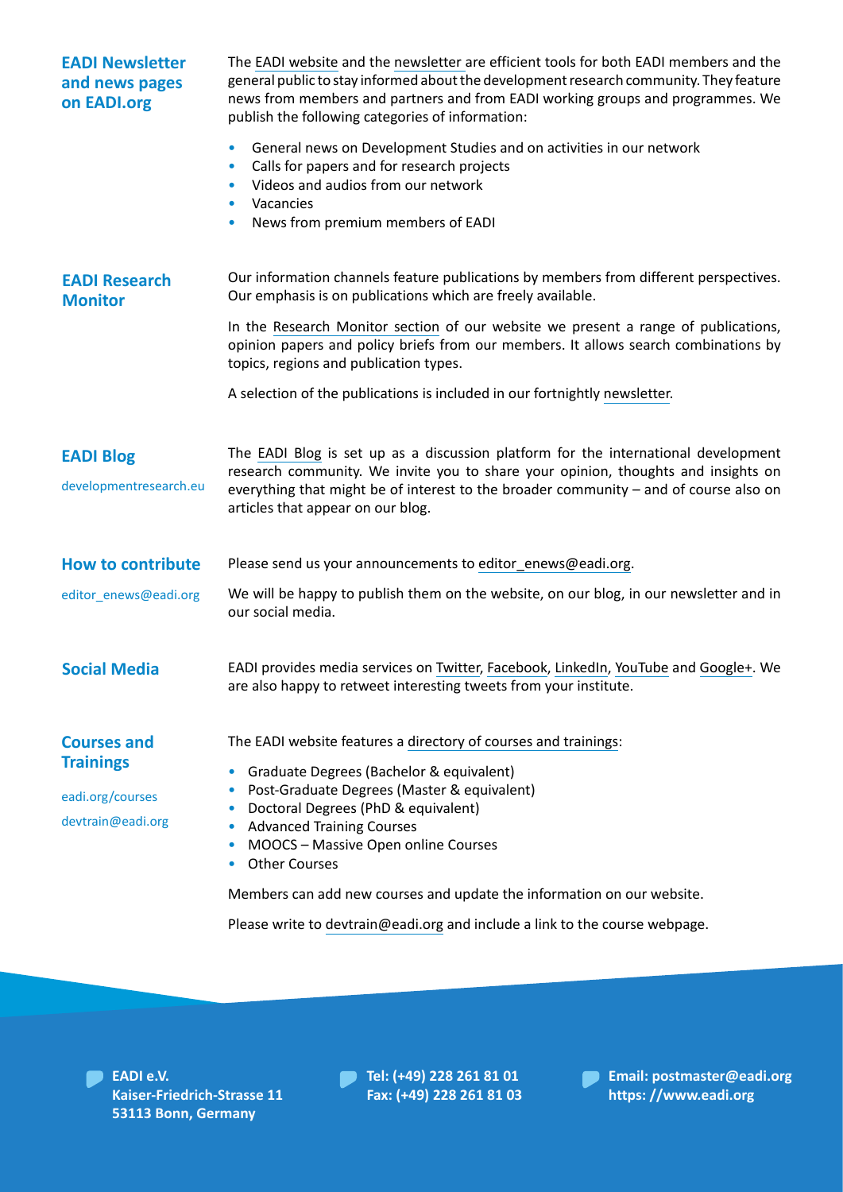## EADI Newsletter and news pages on EADI.org

The EADI website and the newsletter are efficient tools for both EADI members and the general public to stay informed about the development research community. They feature news from members and partners and from EADI working groups and programmes. We publish the following categories of information:

- General news on Development Studies and on activities in our network
- Calls for papers and for research projects
- Videos and audios from our network
- Vacancies
- News from premium members of EADI

## EADI Research Monitor

Our information channels feature publications by members from different perspectives. Our emphasis is on publications which are freely available.

In the Research Monitor section of our website we present a range of publications, opinion papers and policy briefs from our members. It allows search combinations by topics, regions and publication types.

A selection of the publications is included in our fortnightly newsletter.

## EADI Blog

developmentresearch.eu

The EADI Blog is set up as a discussion platform for the international development research community. We invite you to share your opinion, thoughts and insights on everything that might be of interest to the broader community – and of course also on articles that appear on our blog.

## How to contribute

editor_enews@eadi.org

Please send us your announcements to editor_enews@eadi.org.

We will be happy to publish them on the website, on our blog, in our newsletter and in our social media.

## Social Media

EADI provides media services on Twitter, Facebook, LinkedIn, YouTube and Google+. We are also happy to retweet interesting tweets from your institute.

## Courses and Trainings

eadi.org/courses

devtrain@eadi.org

The EADI website features a directory of courses and trainings:

- Graduate Degrees (Bachelor & equivalent)
- Post-Graduate Degrees (Master & equivalent)
- Doctoral Degrees (PhD & equivalent)
- Advanced Training Courses
- MOOCS – Massive Open online Courses
- Other Courses

Members can add new courses and update the information on our website.

Please write to devtrain@eadi.org and include a link to the course webpage.

**EADI e.V.**
**Kaiser-Friedrich-Strasse 11**
**53113 Bonn, Germany**

**Tel: (+49) 228 261 81 01**
**Fax: (+49) 228 261 81 03**

**Email: postmaster@eadi.org**
**https: //www.eadi.org**